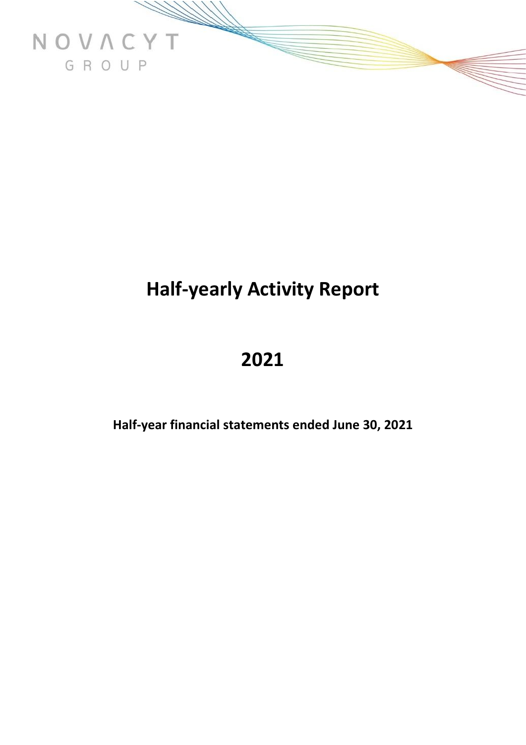NOVACYT
GROUP

# Half-yearly Activity Report

# 2021

**Half-year financial statements ended June 30, 2021**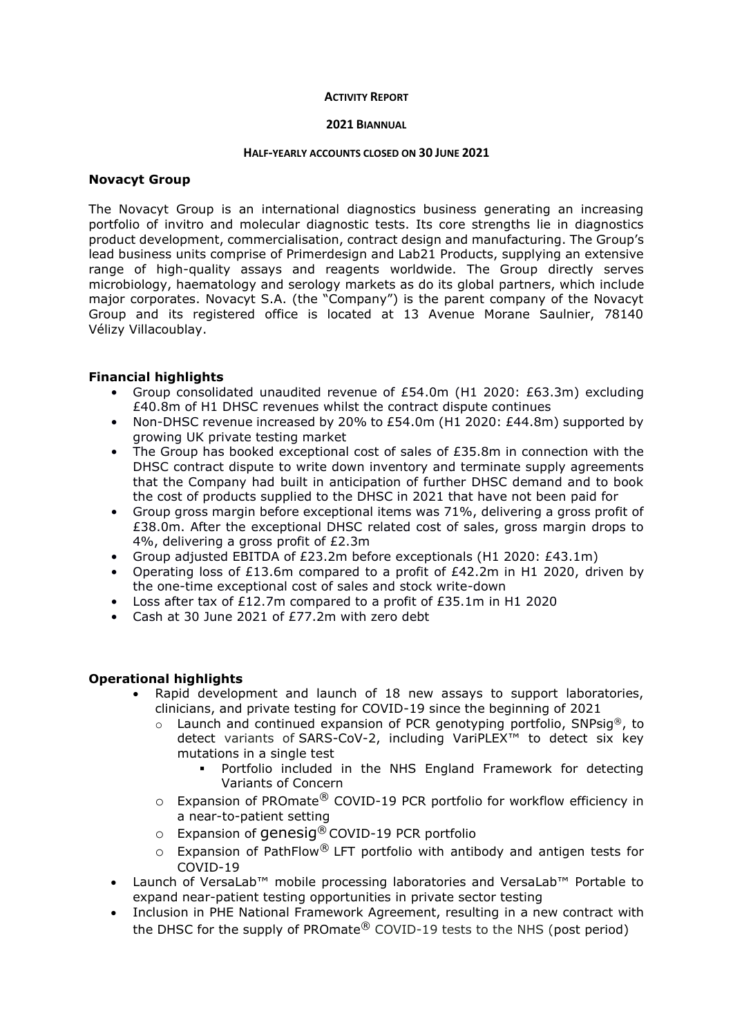**ACTIVITY REPORT**

**2021 BIANNUAL**

**HALF-YEARLY ACCOUNTS CLOSED ON 30 JUNE 2021**

### Novacyt Group

The Novacyt Group is an international diagnostics business generating an increasing portfolio of invitro and molecular diagnostic tests. Its core strengths lie in diagnostics product development, commercialisation, contract design and manufacturing. The Group's lead business units comprise of Primerdesign and Lab21 Products, supplying an extensive range of high-quality assays and reagents worldwide. The Group directly serves microbiology, haematology and serology markets as do its global partners, which include major corporates. Novacyt S.A. (the "Company") is the parent company of the Novacyt Group and its registered office is located at 13 Avenue Morane Saulnier, 78140 Vélizy Villacoublay.

### Financial highlights

- Group consolidated unaudited revenue of £54.0m (H1 2020: £63.3m) excluding £40.8m of H1 DHSC revenues whilst the contract dispute continues
- Non-DHSC revenue increased by 20% to £54.0m (H1 2020: £44.8m) supported by growing UK private testing market
- The Group has booked exceptional cost of sales of £35.8m in connection with the DHSC contract dispute to write down inventory and terminate supply agreements that the Company had built in anticipation of further DHSC demand and to book the cost of products supplied to the DHSC in 2021 that have not been paid for
- Group gross margin before exceptional items was 71%, delivering a gross profit of £38.0m. After the exceptional DHSC related cost of sales, gross margin drops to 4%, delivering a gross profit of £2.3m
- Group adjusted EBITDA of £23.2m before exceptionals (H1 2020: £43.1m)
- Operating loss of £13.6m compared to a profit of £42.2m in H1 2020, driven by the one-time exceptional cost of sales and stock write-down
- Loss after tax of £12.7m compared to a profit of £35.1m in H1 2020
- Cash at 30 June 2021 of £77.2m with zero debt

### Operational highlights

- Rapid development and launch of 18 new assays to support laboratories, clinicians, and private testing for COVID-19 since the beginning of 2021
  - Launch and continued expansion of PCR genotyping portfolio, SNPsig®, to detect variants of SARS-CoV-2, including VariPLEX™ to detect six key mutations in a single test
    - Portfolio included in the NHS England Framework for detecting Variants of Concern
  - Expansion of PROmate® COVID-19 PCR portfolio for workflow efficiency in a near-to-patient setting
  - Expansion of genesig® COVID-19 PCR portfolio
  - Expansion of PathFlow® LFT portfolio with antibody and antigen tests for COVID-19
- Launch of VersaLab™ mobile processing laboratories and VersaLab™ Portable to expand near-patient testing opportunities in private sector testing
- Inclusion in PHE National Framework Agreement, resulting in a new contract with the DHSC for the supply of PROmate® COVID-19 tests to the NHS (post period)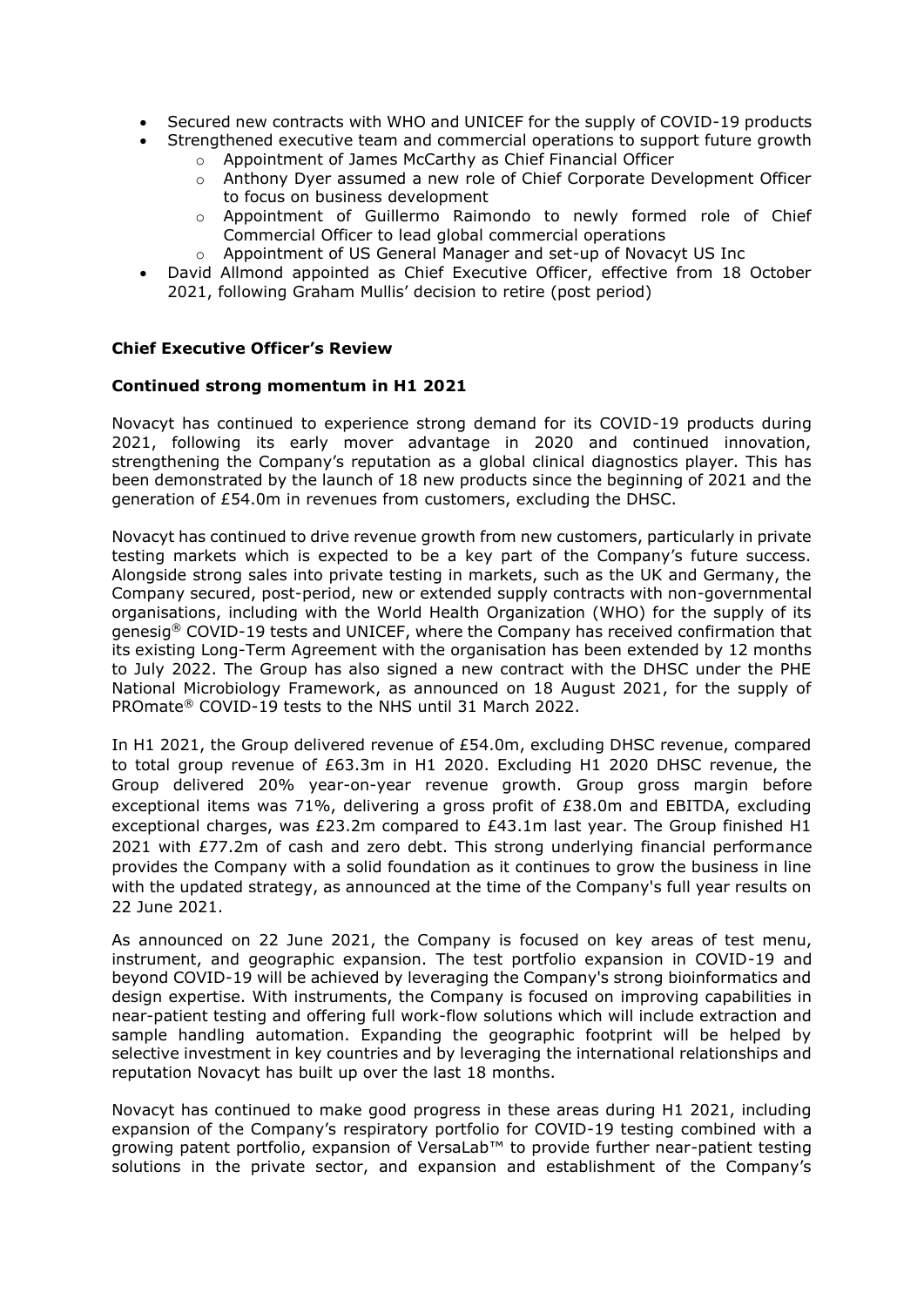- Secured new contracts with WHO and UNICEF for the supply of COVID-19 products
- Strengthened executive team and commercial operations to support future growth
    - Appointment of James McCarthy as Chief Financial Officer
    - Anthony Dyer assumed a new role of Chief Corporate Development Officer to focus on business development
    - Appointment of Guillermo Raimondo to newly formed role of Chief Commercial Officer to lead global commercial operations
    - Appointment of US General Manager and set-up of Novacyt US Inc
- David Allmond appointed as Chief Executive Officer, effective from 18 October 2021, following Graham Mullis' decision to retire (post period)

**Chief Executive Officer's Review**

**Continued strong momentum in H1 2021**

Novacyt has continued to experience strong demand for its COVID-19 products during 2021, following its early mover advantage in 2020 and continued innovation, strengthening the Company's reputation as a global clinical diagnostics player. This has been demonstrated by the launch of 18 new products since the beginning of 2021 and the generation of £54.0m in revenues from customers, excluding the DHSC.

Novacyt has continued to drive revenue growth from new customers, particularly in private testing markets which is expected to be a key part of the Company's future success. Alongside strong sales into private testing in markets, such as the UK and Germany, the Company secured, post-period, new or extended supply contracts with non-governmental organisations, including with the World Health Organization (WHO) for the supply of its genesig® COVID-19 tests and UNICEF, where the Company has received confirmation that its existing Long-Term Agreement with the organisation has been extended by 12 months to July 2022. The Group has also signed a new contract with the DHSC under the PHE National Microbiology Framework, as announced on 18 August 2021, for the supply of PROmate® COVID-19 tests to the NHS until 31 March 2022.

In H1 2021, the Group delivered revenue of £54.0m, excluding DHSC revenue, compared to total group revenue of £63.3m in H1 2020. Excluding H1 2020 DHSC revenue, the Group delivered 20% year-on-year revenue growth. Group gross margin before exceptional items was 71%, delivering a gross profit of £38.0m and EBITDA, excluding exceptional charges, was £23.2m compared to £43.1m last year. The Group finished H1 2021 with £77.2m of cash and zero debt. This strong underlying financial performance provides the Company with a solid foundation as it continues to grow the business in line with the updated strategy, as announced at the time of the Company's full year results on 22 June 2021.

As announced on 22 June 2021, the Company is focused on key areas of test menu, instrument, and geographic expansion. The test portfolio expansion in COVID-19 and beyond COVID-19 will be achieved by leveraging the Company's strong bioinformatics and design expertise. With instruments, the Company is focused on improving capabilities in near-patient testing and offering full work-flow solutions which will include extraction and sample handling automation. Expanding the geographic footprint will be helped by selective investment in key countries and by leveraging the international relationships and reputation Novacyt has built up over the last 18 months.

Novacyt has continued to make good progress in these areas during H1 2021, including expansion of the Company's respiratory portfolio for COVID-19 testing combined with a growing patent portfolio, expansion of VersaLab™ to provide further near-patient testing solutions in the private sector, and expansion and establishment of the Company's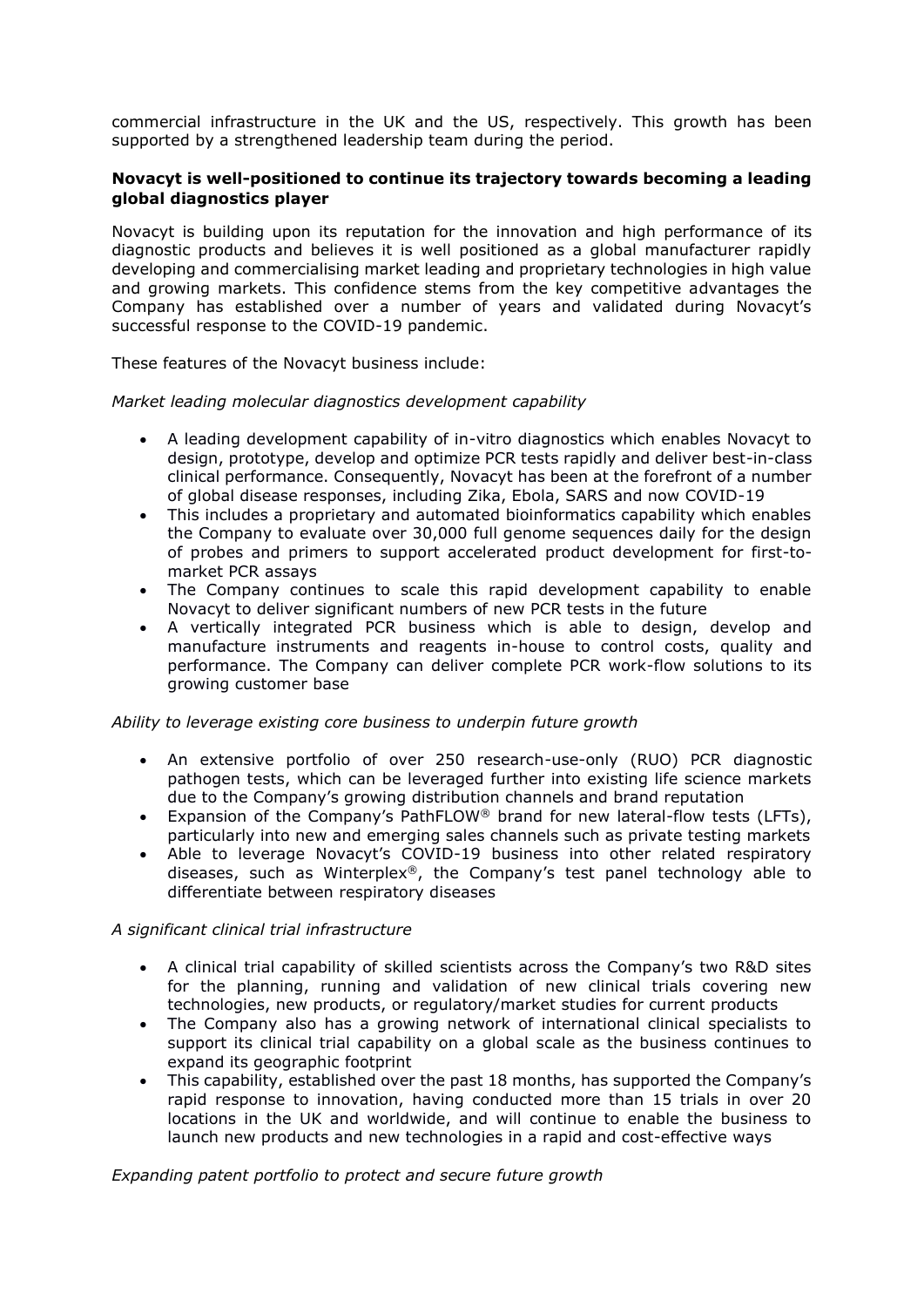commercial infrastructure in the UK and the US, respectively. This growth has been supported by a strengthened leadership team during the period.

**Novacyt is well-positioned to continue its trajectory towards becoming a leading global diagnostics player**

Novacyt is building upon its reputation for the innovation and high performance of its diagnostic products and believes it is well positioned as a global manufacturer rapidly developing and commercialising market leading and proprietary technologies in high value and growing markets. This confidence stems from the key competitive advantages the Company has established over a number of years and validated during Novacyt's successful response to the COVID-19 pandemic.

These features of the Novacyt business include:

*Market leading molecular diagnostics development capability*

- A leading development capability of in-vitro diagnostics which enables Novacyt to design, prototype, develop and optimize PCR tests rapidly and deliver best-in-class clinical performance. Consequently, Novacyt has been at the forefront of a number of global disease responses, including Zika, Ebola, SARS and now COVID-19
- This includes a proprietary and automated bioinformatics capability which enables the Company to evaluate over 30,000 full genome sequences daily for the design of probes and primers to support accelerated product development for first-to-market PCR assays
- The Company continues to scale this rapid development capability to enable Novacyt to deliver significant numbers of new PCR tests in the future
- A vertically integrated PCR business which is able to design, develop and manufacture instruments and reagents in-house to control costs, quality and performance. The Company can deliver complete PCR work-flow solutions to its growing customer base

*Ability to leverage existing core business to underpin future growth*

- An extensive portfolio of over 250 research-use-only (RUO) PCR diagnostic pathogen tests, which can be leveraged further into existing life science markets due to the Company's growing distribution channels and brand reputation
- Expansion of the Company's PathFLOW® brand for new lateral-flow tests (LFTs), particularly into new and emerging sales channels such as private testing markets
- Able to leverage Novacyt's COVID-19 business into other related respiratory diseases, such as Winterplex®, the Company's test panel technology able to differentiate between respiratory diseases

*A significant clinical trial infrastructure*

- A clinical trial capability of skilled scientists across the Company's two R&D sites for the planning, running and validation of new clinical trials covering new technologies, new products, or regulatory/market studies for current products
- The Company also has a growing network of international clinical specialists to support its clinical trial capability on a global scale as the business continues to expand its geographic footprint
- This capability, established over the past 18 months, has supported the Company's rapid response to innovation, having conducted more than 15 trials in over 20 locations in the UK and worldwide, and will continue to enable the business to launch new products and new technologies in a rapid and cost-effective ways

*Expanding patent portfolio to protect and secure future growth*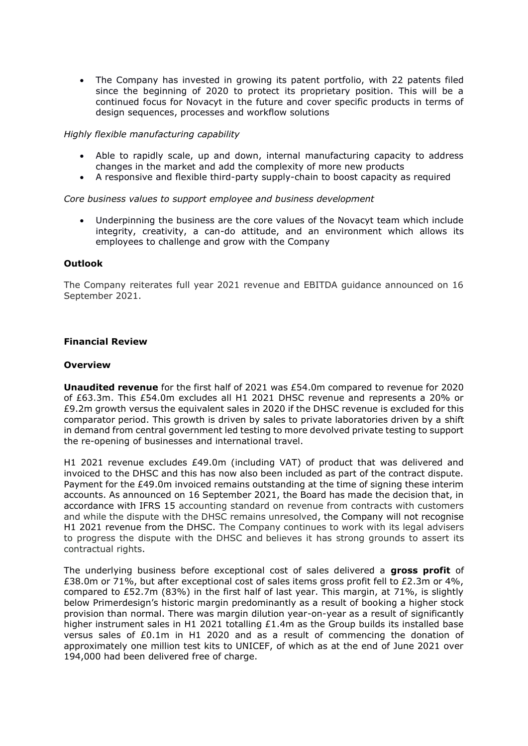- The Company has invested in growing its patent portfolio, with 22 patents filed since the beginning of 2020 to protect its proprietary position. This will be a continued focus for Novacyt in the future and cover specific products in terms of design sequences, processes and workflow solutions

*Highly flexible manufacturing capability*

- Able to rapidly scale, up and down, internal manufacturing capacity to address changes in the market and add the complexity of more new products
- A responsive and flexible third-party supply-chain to boost capacity as required

*Core business values to support employee and business development*

- Underpinning the business are the core values of the Novacyt team which include integrity, creativity, a can-do attitude, and an environment which allows its employees to challenge and grow with the Company

**Outlook**

The Company reiterates full year 2021 revenue and EBITDA guidance announced on 16 September 2021.

**Financial Review**

**Overview**

**Unaudited revenue** for the first half of 2021 was £54.0m compared to revenue for 2020 of £63.3m. This £54.0m excludes all H1 2021 DHSC revenue and represents a 20% or £9.2m growth versus the equivalent sales in 2020 if the DHSC revenue is excluded for this comparator period. This growth is driven by sales to private laboratories driven by a shift in demand from central government led testing to more devolved private testing to support the re-opening of businesses and international travel.

H1 2021 revenue excludes £49.0m (including VAT) of product that was delivered and invoiced to the DHSC and this has now also been included as part of the contract dispute. Payment for the £49.0m invoiced remains outstanding at the time of signing these interim accounts. As announced on 16 September 2021, the Board has made the decision that, in accordance with IFRS 15 accounting standard on revenue from contracts with customers and while the dispute with the DHSC remains unresolved, the Company will not recognise H1 2021 revenue from the DHSC. The Company continues to work with its legal advisers to progress the dispute with the DHSC and believes it has strong grounds to assert its contractual rights.

The underlying business before exceptional cost of sales delivered a **gross profit** of £38.0m or 71%, but after exceptional cost of sales items gross profit fell to £2.3m or 4%, compared to £52.7m (83%) in the first half of last year. This margin, at 71%, is slightly below Primerdesign's historic margin predominantly as a result of booking a higher stock provision than normal. There was margin dilution year-on-year as a result of significantly higher instrument sales in H1 2021 totalling £1.4m as the Group builds its installed base versus sales of £0.1m in H1 2020 and as a result of commencing the donation of approximately one million test kits to UNICEF, of which as at the end of June 2021 over 194,000 had been delivered free of charge.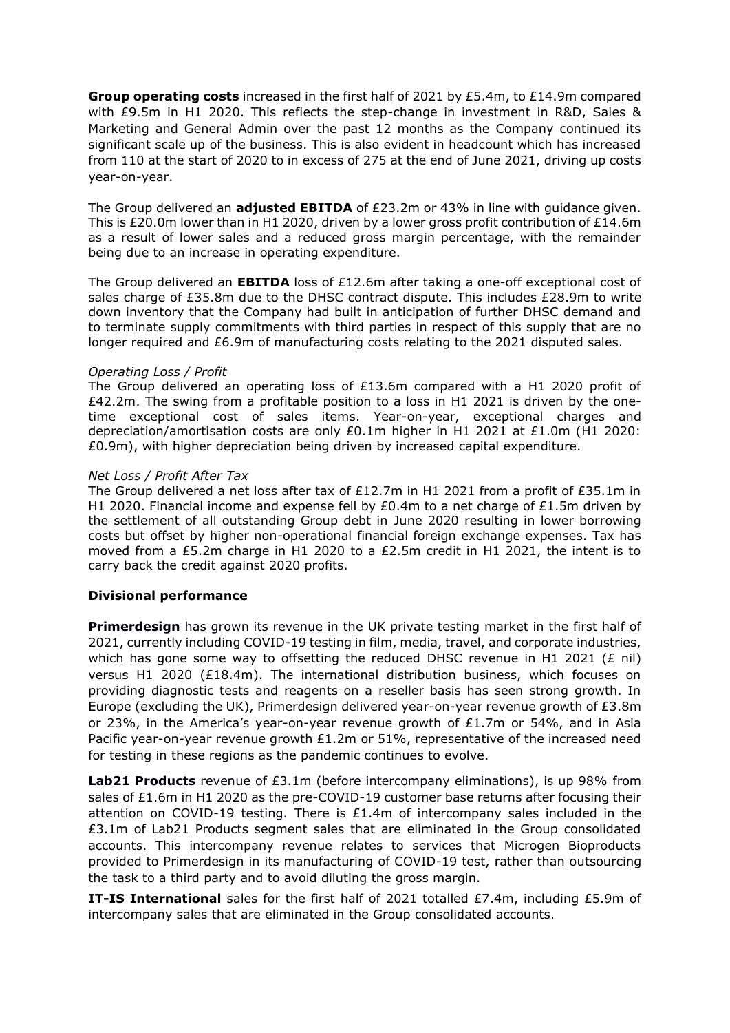**Group operating costs** increased in the first half of 2021 by £5.4m, to £14.9m compared with £9.5m in H1 2020. This reflects the step-change in investment in R&D, Sales & Marketing and General Admin over the past 12 months as the Company continued its significant scale up of the business. This is also evident in headcount which has increased from 110 at the start of 2020 to in excess of 275 at the end of June 2021, driving up costs year-on-year.

The Group delivered an **adjusted EBITDA** of £23.2m or 43% in line with guidance given. This is £20.0m lower than in H1 2020, driven by a lower gross profit contribution of £14.6m as a result of lower sales and a reduced gross margin percentage, with the remainder being due to an increase in operating expenditure.

The Group delivered an **EBITDA** loss of £12.6m after taking a one-off exceptional cost of sales charge of £35.8m due to the DHSC contract dispute. This includes £28.9m to write down inventory that the Company had built in anticipation of further DHSC demand and to terminate supply commitments with third parties in respect of this supply that are no longer required and £6.9m of manufacturing costs relating to the 2021 disputed sales.

*Operating Loss / Profit*

The Group delivered an operating loss of £13.6m compared with a H1 2020 profit of £42.2m. The swing from a profitable position to a loss in H1 2021 is driven by the one-time exceptional cost of sales items. Year-on-year, exceptional charges and depreciation/amortisation costs are only £0.1m higher in H1 2021 at £1.0m (H1 2020: £0.9m), with higher depreciation being driven by increased capital expenditure.

*Net Loss / Profit After Tax*

The Group delivered a net loss after tax of £12.7m in H1 2021 from a profit of £35.1m in H1 2020. Financial income and expense fell by £0.4m to a net charge of £1.5m driven by the settlement of all outstanding Group debt in June 2020 resulting in lower borrowing costs but offset by higher non-operational financial foreign exchange expenses. Tax has moved from a £5.2m charge in H1 2020 to a £2.5m credit in H1 2021, the intent is to carry back the credit against 2020 profits.

**Divisional performance**

**Primerdesign** has grown its revenue in the UK private testing market in the first half of 2021, currently including COVID-19 testing in film, media, travel, and corporate industries, which has gone some way to offsetting the reduced DHSC revenue in H1 2021 (£ nil) versus H1 2020 (£18.4m). The international distribution business, which focuses on providing diagnostic tests and reagents on a reseller basis has seen strong growth. In Europe (excluding the UK), Primerdesign delivered year-on-year revenue growth of £3.8m or 23%, in the America's year-on-year revenue growth of £1.7m or 54%, and in Asia Pacific year-on-year revenue growth £1.2m or 51%, representative of the increased need for testing in these regions as the pandemic continues to evolve.

**Lab21 Products** revenue of £3.1m (before intercompany eliminations), is up 98% from sales of £1.6m in H1 2020 as the pre-COVID-19 customer base returns after focusing their attention on COVID-19 testing. There is £1.4m of intercompany sales included in the £3.1m of Lab21 Products segment sales that are eliminated in the Group consolidated accounts. This intercompany revenue relates to services that Microgen Bioproducts provided to Primerdesign in its manufacturing of COVID-19 test, rather than outsourcing the task to a third party and to avoid diluting the gross margin.

**IT-IS International** sales for the first half of 2021 totalled £7.4m, including £5.9m of intercompany sales that are eliminated in the Group consolidated accounts.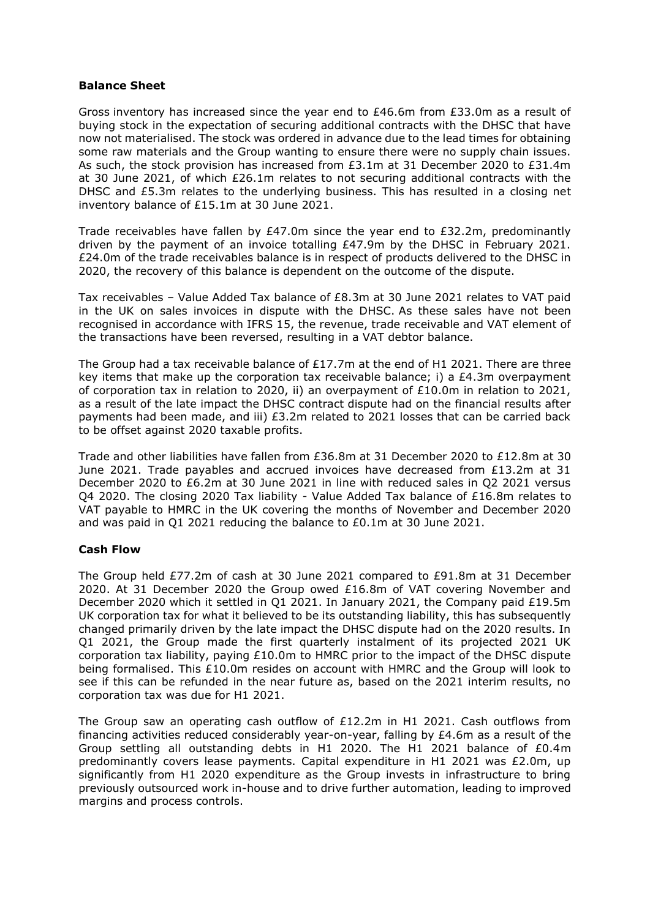**Balance Sheet**

Gross inventory has increased since the year end to £46.6m from £33.0m as a result of buying stock in the expectation of securing additional contracts with the DHSC that have now not materialised. The stock was ordered in advance due to the lead times for obtaining some raw materials and the Group wanting to ensure there were no supply chain issues. As such, the stock provision has increased from £3.1m at 31 December 2020 to £31.4m at 30 June 2021, of which £26.1m relates to not securing additional contracts with the DHSC and £5.3m relates to the underlying business. This has resulted in a closing net inventory balance of £15.1m at 30 June 2021.

Trade receivables have fallen by £47.0m since the year end to £32.2m, predominantly driven by the payment of an invoice totalling £47.9m by the DHSC in February 2021. £24.0m of the trade receivables balance is in respect of products delivered to the DHSC in 2020, the recovery of this balance is dependent on the outcome of the dispute.

Tax receivables – Value Added Tax balance of £8.3m at 30 June 2021 relates to VAT paid in the UK on sales invoices in dispute with the DHSC. As these sales have not been recognised in accordance with IFRS 15, the revenue, trade receivable and VAT element of the transactions have been reversed, resulting in a VAT debtor balance.

The Group had a tax receivable balance of £17.7m at the end of H1 2021. There are three key items that make up the corporation tax receivable balance; i) a £4.3m overpayment of corporation tax in relation to 2020, ii) an overpayment of £10.0m in relation to 2021, as a result of the late impact the DHSC contract dispute had on the financial results after payments had been made, and iii) £3.2m related to 2021 losses that can be carried back to be offset against 2020 taxable profits.

Trade and other liabilities have fallen from £36.8m at 31 December 2020 to £12.8m at 30 June 2021. Trade payables and accrued invoices have decreased from £13.2m at 31 December 2020 to £6.2m at 30 June 2021 in line with reduced sales in Q2 2021 versus Q4 2020. The closing 2020 Tax liability - Value Added Tax balance of £16.8m relates to VAT payable to HMRC in the UK covering the months of November and December 2020 and was paid in Q1 2021 reducing the balance to £0.1m at 30 June 2021.

**Cash Flow**

The Group held £77.2m of cash at 30 June 2021 compared to £91.8m at 31 December 2020. At 31 December 2020 the Group owed £16.8m of VAT covering November and December 2020 which it settled in Q1 2021. In January 2021, the Company paid £19.5m UK corporation tax for what it believed to be its outstanding liability, this has subsequently changed primarily driven by the late impact the DHSC dispute had on the 2020 results. In Q1 2021, the Group made the first quarterly instalment of its projected 2021 UK corporation tax liability, paying £10.0m to HMRC prior to the impact of the DHSC dispute being formalised. This £10.0m resides on account with HMRC and the Group will look to see if this can be refunded in the near future as, based on the 2021 interim results, no corporation tax was due for H1 2021.

The Group saw an operating cash outflow of £12.2m in H1 2021. Cash outflows from financing activities reduced considerably year-on-year, falling by £4.6m as a result of the Group settling all outstanding debts in H1 2020. The H1 2021 balance of £0.4m predominantly covers lease payments. Capital expenditure in H1 2021 was £2.0m, up significantly from H1 2020 expenditure as the Group invests in infrastructure to bring previously outsourced work in-house and to drive further automation, leading to improved margins and process controls.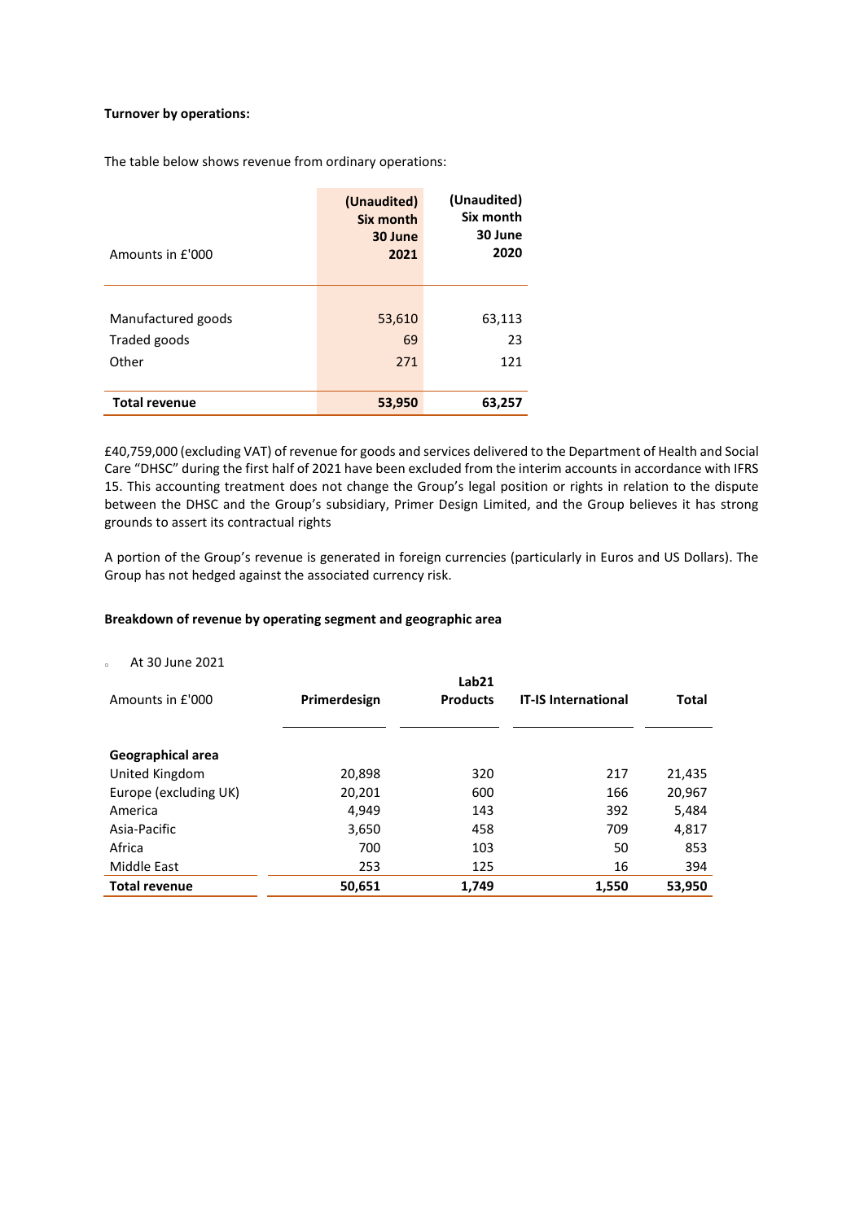**Turnover by operations:**

The table below shows revenue from ordinary operations:

| Amounts in £'000 | (Unaudited) Six month 30 June 2021 | (Unaudited) Six month 30 June 2020 |
|---|---|---|
| Manufactured goods | 53,610 | 63,113 |
| Traded goods | 69 | 23 |
| Other | 271 | 121 |
| **Total revenue** | **53,950** | **63,257** |

£40,759,000 (excluding VAT) of revenue for goods and services delivered to the Department of Health and Social Care "DHSC" during the first half of 2021 have been excluded from the interim accounts in accordance with IFRS 15. This accounting treatment does not change the Group's legal position or rights in relation to the dispute between the DHSC and the Group's subsidiary, Primer Design Limited, and the Group believes it has strong grounds to assert its contractual rights

A portion of the Group's revenue is generated in foreign currencies (particularly in Euros and US Dollars). The Group has not hedged against the associated currency risk.

**Breakdown of revenue by operating segment and geographic area**

- At 30 June 2021

| Amounts in £'000 | Primerdesign | Lab21 Products | IT-IS International | Total |
|---|---|---|---|---|
| **Geographical area** | | | | |
| United Kingdom | 20,898 | 320 | 217 | 21,435 |
| Europe (excluding UK) | 20,201 | 600 | 166 | 20,967 |
| America | 4,949 | 143 | 392 | 5,484 |
| Asia-Pacific | 3,650 | 458 | 709 | 4,817 |
| Africa | 700 | 103 | 50 | 853 |
| Middle East | 253 | 125 | 16 | 394 |
| **Total revenue** | **50,651** | **1,749** | **1,550** | **53,950** |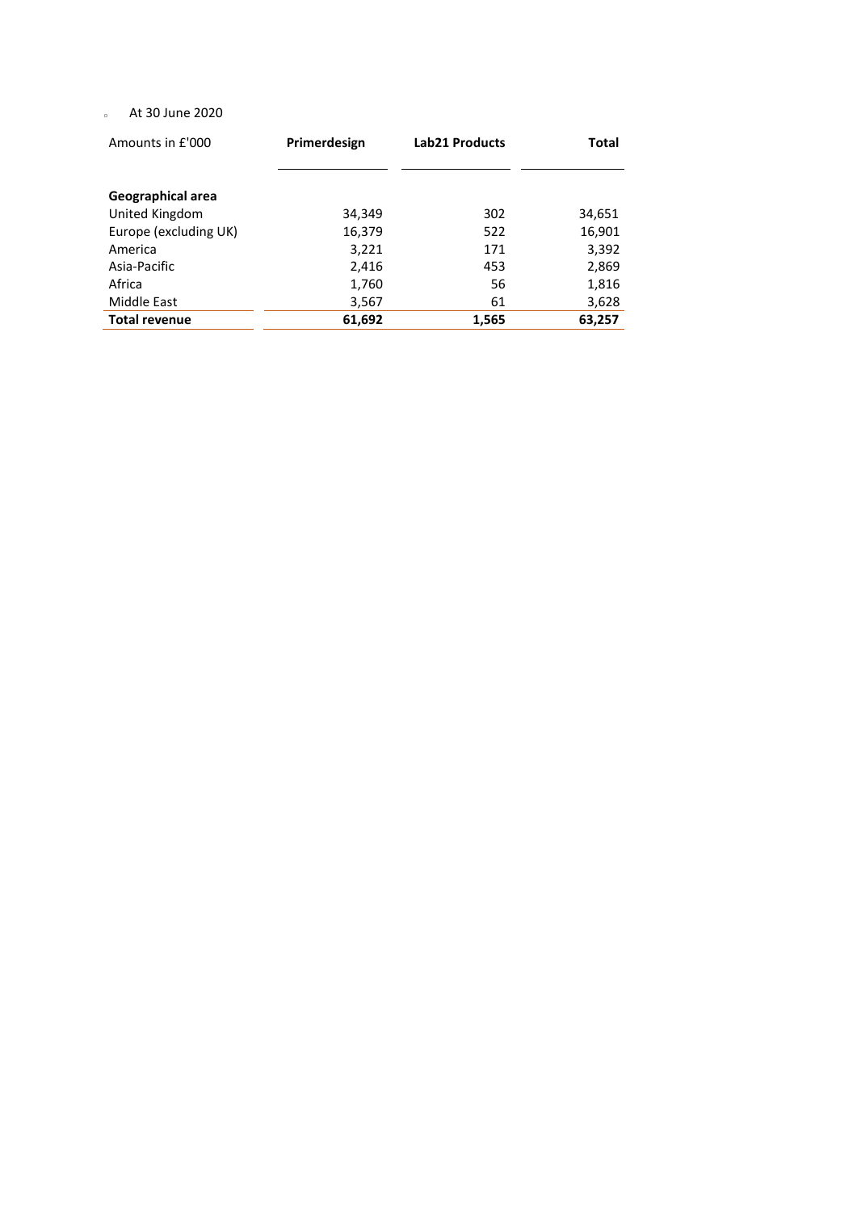- At 30 June 2020

| Amounts in £'000 | Primerdesign | Lab21 Products | Total |
|---|---|---|---|
| **Geographical area** | | | |
| United Kingdom | 34,349 | 302 | 34,651 |
| Europe (excluding UK) | 16,379 | 522 | 16,901 |
| America | 3,221 | 171 | 3,392 |
| Asia-Pacific | 2,416 | 453 | 2,869 |
| Africa | 1,760 | 56 | 1,816 |
| Middle East | 3,567 | 61 | 3,628 |
| **Total revenue** | **61,692** | **1,565** | **63,257** |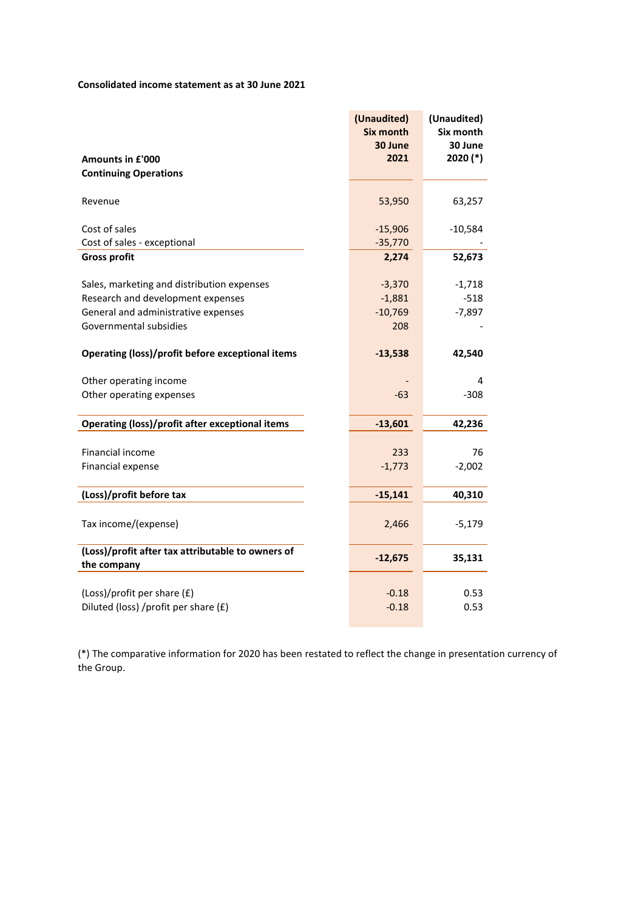**Consolidated income statement as at 30 June 2021**

| Amounts in £'000<br>Continuing Operations | (Unaudited) Six month 30 June 2021 | (Unaudited) Six month 30 June 2020 (*) |
|---|---|---|
| Revenue | 53,950 | 63,257 |
| Cost of sales | -15,906 | -10,584 |
| Cost of sales - exceptional | -35,770 | - |
| **Gross profit** | **2,274** | **52,673** |
| Sales, marketing and distribution expenses | -3,370 | -1,718 |
| Research and development expenses | -1,881 | -518 |
| General and administrative expenses | -10,769 | -7,897 |
| Governmental subsidies | 208 | - |
| **Operating (loss)/profit before exceptional items** | **-13,538** | **42,540** |
| Other operating income | - | 4 |
| Other operating expenses | -63 | -308 |
| **Operating (loss)/profit after exceptional items** | **-13,601** | **42,236** |
| Financial income | 233 | 76 |
| Financial expense | -1,773 | -2,002 |
| **(Loss)/profit before tax** | **-15,141** | **40,310** |
| Tax income/(expense) | 2,466 | -5,179 |
| **(Loss)/profit after tax attributable to owners of the company** | **-12,675** | **35,131** |
| (Loss)/profit per share (£) | -0.18 | 0.53 |
| Diluted (loss) /profit per share (£) | -0.18 | 0.53 |

(*) The comparative information for 2020 has been restated to reflect the change in presentation currency of the Group.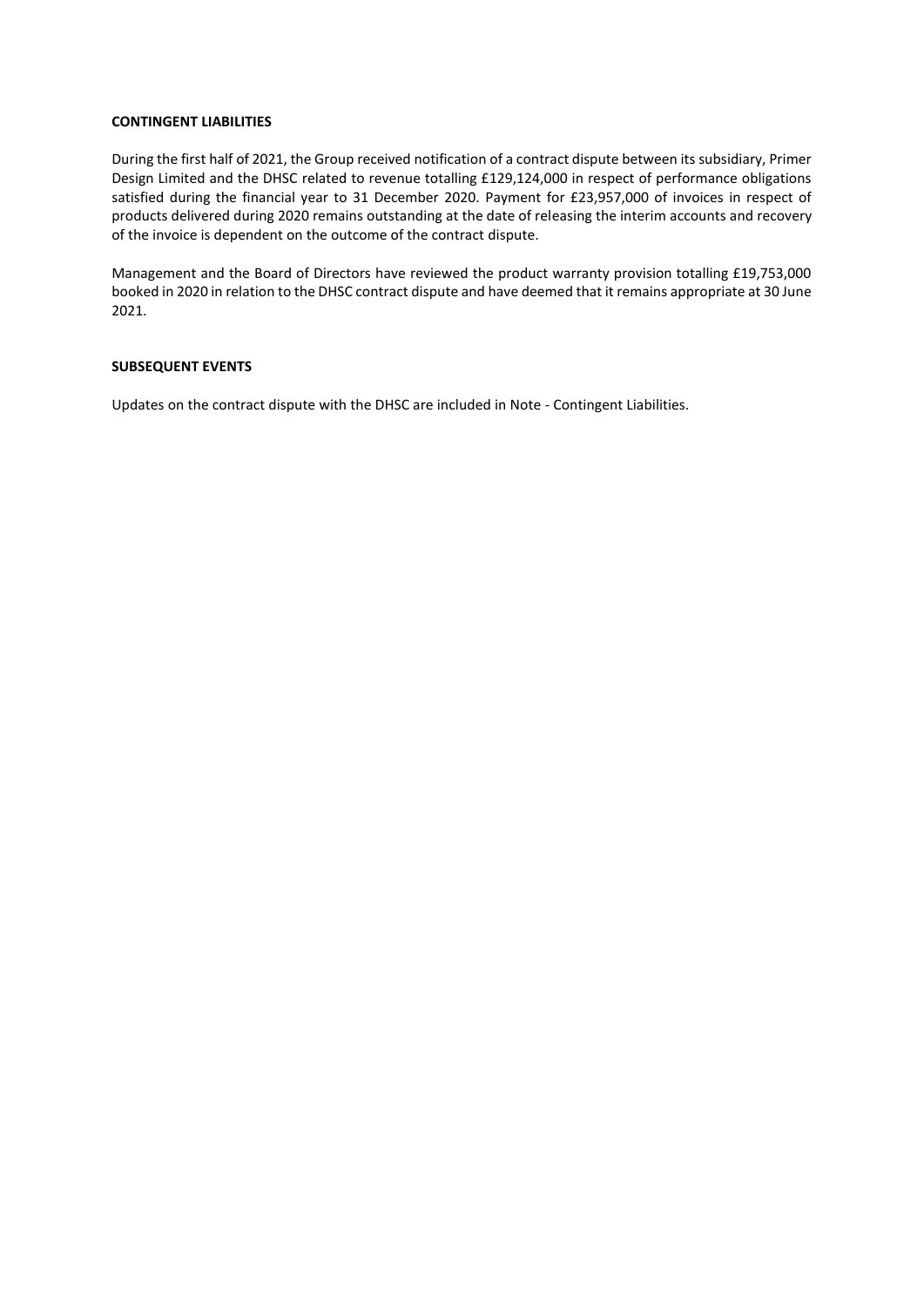**CONTINGENT LIABILITIES**

During the first half of 2021, the Group received notification of a contract dispute between its subsidiary, Primer Design Limited and the DHSC related to revenue totalling £129,124,000 in respect of performance obligations satisfied during the financial year to 31 December 2020. Payment for £23,957,000 of invoices in respect of products delivered during 2020 remains outstanding at the date of releasing the interim accounts and recovery of the invoice is dependent on the outcome of the contract dispute.

Management and the Board of Directors have reviewed the product warranty provision totalling £19,753,000 booked in 2020 in relation to the DHSC contract dispute and have deemed that it remains appropriate at 30 June 2021.

**SUBSEQUENT EVENTS**

Updates on the contract dispute with the DHSC are included in Note - Contingent Liabilities.